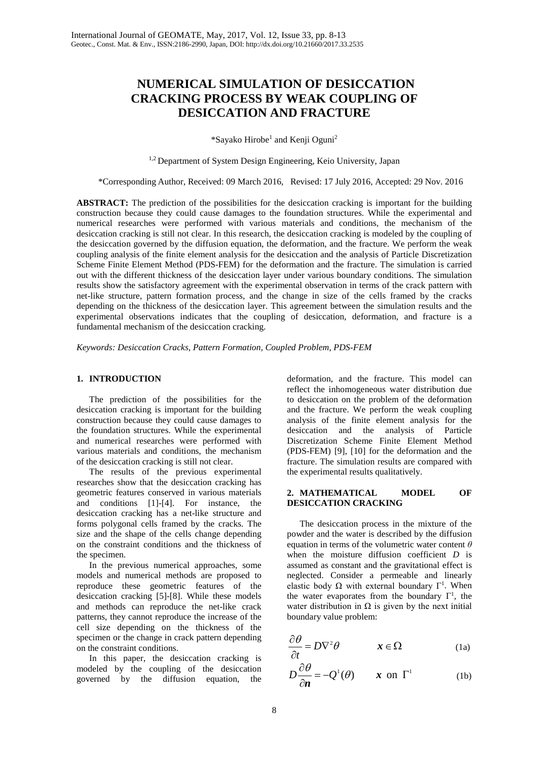# NUMERICAL SIMULATION OF DESICCATION CRACKING PROCESS BY WEAK COUPLING OF DESICCATION AND FRACTURE

*Sayako Hirobe[1] and Kenji Oguni[2]

[1,2] Department of System Design Engineering, Keio University, Japan

*Corresponding Author, Received: 09 March 2016, Revised: 17 July 2016, Accepted: 29 Nov. 2016

**ABSTRACT:** The prediction of the possibilities for the desiccation cracking is important for the building construction because they could cause damages to the foundation structures. While the experimental and numerical researches were performed with various materials and conditions, the mechanism of the desiccation cracking is still not clear. In this research, the desiccation cracking is modeled by the coupling of the desiccation governed by the diffusion equation, the deformation, and the fracture. We perform the weak coupling analysis of the finite element analysis for the desiccation and the analysis of Particle Discretization Scheme Finite Element Method (PDS-FEM) for the deformation and the fracture. The simulation is carried out with the different thickness of the desiccation layer under various boundary conditions. The simulation results show the satisfactory agreement with the experimental observation in terms of the crack pattern with net-like structure, pattern formation process, and the change in size of the cells framed by the cracks depending on the thickness of the desiccation layer. This agreement between the simulation results and the experimental observations indicates that the coupling of desiccation, deformation, and fracture is a fundamental mechanism of the desiccation cracking.

*Keywords: Desiccation Cracks, Pattern Formation, Coupled Problem, PDS-FEM*

## 1. INTRODUCTION

The prediction of the possibilities for the desiccation cracking is important for the building construction because they could cause damages to the foundation structures. While the experimental and numerical researches were performed with various materials and conditions, the mechanism of the desiccation cracking is still not clear.

The results of the previous experimental researches show that the desiccation cracking has geometric features conserved in various materials and conditions [1]-[4]. For instance, the desiccation cracking has a net-like structure and forms polygonal cells framed by the cracks. The size and the shape of the cells change depending on the constraint conditions and the thickness of the specimen.

In the previous numerical approaches, some models and numerical methods are proposed to reproduce these geometric features of the desiccation cracking [5]-[8]. While these models and methods can reproduce the net-like crack patterns, they cannot reproduce the increase of the cell size depending on the thickness of the specimen or the change in crack pattern depending on the constraint conditions.

In this paper, the desiccation cracking is modeled by the coupling of the desiccation governed by the diffusion equation, the deformation, and the fracture. This model can reflect the inhomogeneous water distribution due to desiccation on the problem of the deformation and the fracture. We perform the weak coupling analysis of the finite element analysis for the desiccation and the analysis of Particle Discretization Scheme Finite Element Method (PDS-FEM) [9], [10] for the deformation and the fracture. The simulation results are compared with the experimental results qualitatively.

## 2. MATHEMATICAL MODEL OF DESICCATION CRACKING

The desiccation process in the mixture of the powder and the water is described by the diffusion equation in terms of the volumetric water content $\theta$ when the moisture diffusion coefficient $D$ is assumed as constant and the gravitational effect is neglected. Consider a permeable and linearly elastic body $\Omega$ with external boundary $\Gamma^1$. When the water evaporates from the boundary $\Gamma^1$, the water distribution in $\Omega$ is given by the next initial boundary value problem:

$$\frac{\partial \theta}{\partial t} = D\nabla^2\theta \qquad \boldsymbol{x} \in \Omega \tag{1a}$$

$$D\frac{\partial \theta}{\partial \boldsymbol{n}} = -Q^1(\theta) \qquad \boldsymbol{x} \text{ on } \Gamma^1 \tag{1b}$$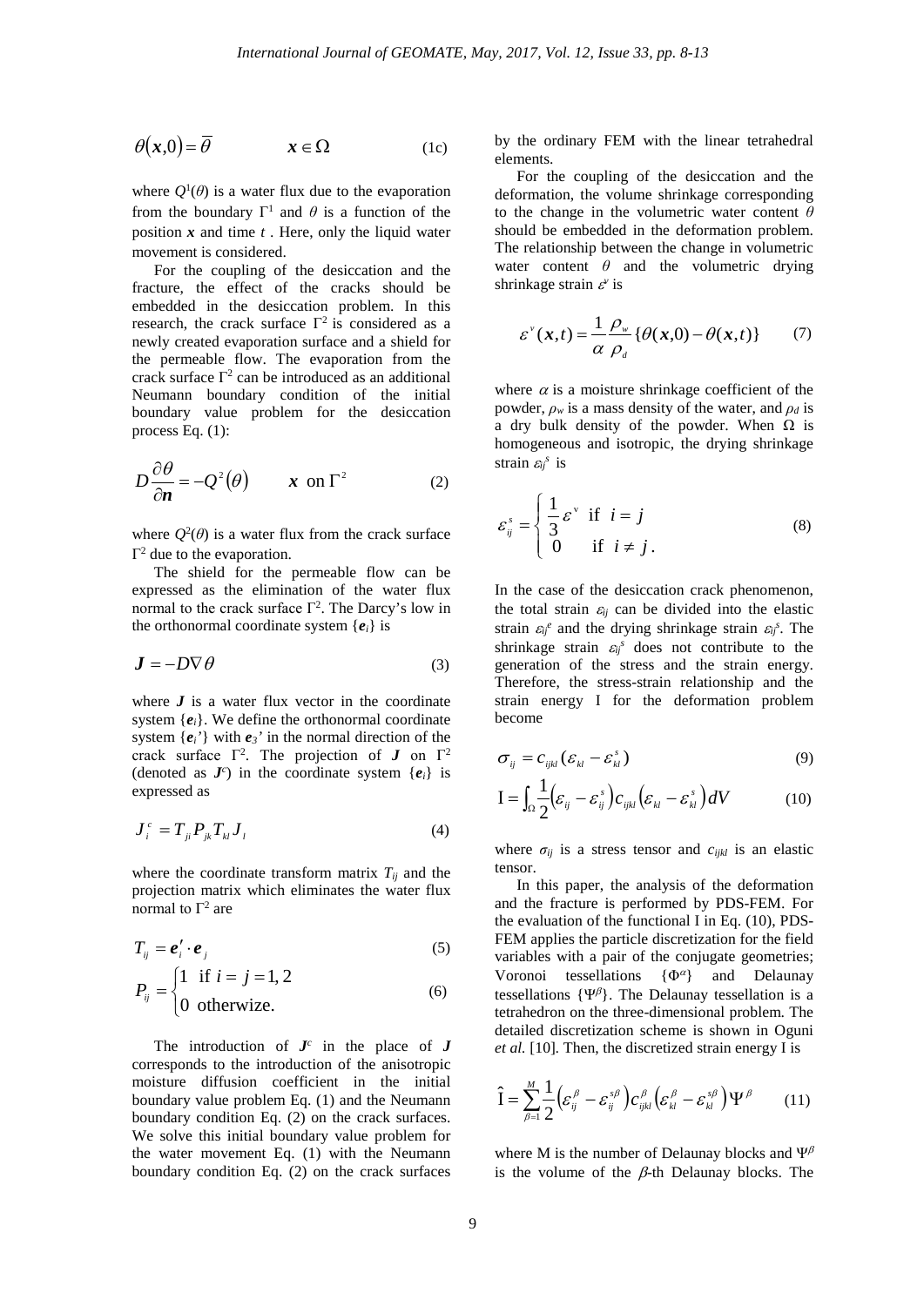$$\theta(\boldsymbol{x},0)=\overline{\theta} \qquad \boldsymbol{x}\in\Omega \tag{1c}$$

where $Q^1(\theta)$ is a water flux due to the evaporation from the boundary $\Gamma^1$ and $\theta$ is a function of the position $\boldsymbol{x}$ and time $t$ . Here, only the liquid water movement is considered.

For the coupling of the desiccation and the fracture, the effect of the cracks should be embedded in the desiccation problem. In this research, the crack surface $\Gamma^2$ is considered as a newly created evaporation surface and a shield for the permeable flow. The evaporation from the crack surface $\Gamma^2$ can be introduced as an additional Neumann boundary condition of the initial boundary value problem for the desiccation process Eq. (1):

$$D\frac{\partial\theta}{\partial\boldsymbol{n}}=-Q^2(\theta) \qquad \boldsymbol{x}\text{ on }\Gamma^2 \tag{2}$$

where $Q^2(\theta)$ is a water flux from the crack surface $\Gamma^2$ due to the evaporation.

The shield for the permeable flow can be expressed as the elimination of the water flux normal to the crack surface $\Gamma^2$. The Darcy's low in the orthonormal coordinate system $\{\boldsymbol{e}_i\}$ is

$$\boldsymbol{J}=-D\nabla\theta \tag{3}$$

where $\boldsymbol{J}$ is a water flux vector in the coordinate system $\{\boldsymbol{e}_i\}$. We define the orthonormal coordinate system $\{\boldsymbol{e}_i'\}$ with $\boldsymbol{e}_3'$ in the normal direction of the crack surface $\Gamma^2$. The projection of $\boldsymbol{J}$ on $\Gamma^2$ (denoted as $\boldsymbol{J}^c$) in the coordinate system $\{\boldsymbol{e}_i\}$ is expressed as

$$J_i^c=T_{ji}P_{jk}T_{kl}J_l \tag{4}$$

where the coordinate transform matrix $T_{ij}$ and the projection matrix which eliminates the water flux normal to $\Gamma^2$ are

$$T_{ij}=\boldsymbol{e}_i'\cdot\boldsymbol{e}_j \tag{5}$$

$$P_{ij}=\begin{cases}1 & \text{if } i=j=1,2\\ 0 & \text{otherwize.}\end{cases} \tag{6}$$

The introduction of $\boldsymbol{J}^c$ in the place of $\boldsymbol{J}$ corresponds to the introduction of the anisotropic moisture diffusion coefficient in the initial boundary value problem Eq. (1) and the Neumann boundary condition Eq. (2) on the crack surfaces. We solve this initial boundary value problem for the water movement Eq. (1) with the Neumann boundary condition Eq. (2) on the crack surfaces by the ordinary FEM with the linear tetrahedral elements.

For the coupling of the desiccation and the deformation, the volume shrinkage corresponding to the change in the volumetric water content $\theta$ should be embedded in the deformation problem. The relationship between the change in volumetric water content $\theta$ and the volumetric drying shrinkage strain $\varepsilon^v$ is

$$\varepsilon^v(\boldsymbol{x},t)=\frac{1}{\alpha}\frac{\rho_w}{\rho_d}\{\theta(\boldsymbol{x},0)-\theta(\boldsymbol{x},t)\} \tag{7}$$

where $\alpha$ is a moisture shrinkage coefficient of the powder, $\rho_w$ is a mass density of the water, and $\rho_d$ is a dry bulk density of the powder. When $\Omega$ is homogeneous and isotropic, the drying shrinkage strain $\varepsilon_{ij}^s$ is

$$\varepsilon_{ij}^s=\begin{cases}\dfrac{1}{3}\varepsilon^v & \text{if } i=j\\ 0 & \text{if } i\neq j\,.\end{cases} \tag{8}$$

In the case of the desiccation crack phenomenon, the total strain $\varepsilon_{ij}$ can be divided into the elastic strain $\varepsilon_{ij}^e$ and the drying shrinkage strain $\varepsilon_{ij}^s$. The shrinkage strain $\varepsilon_{ij}^s$ does not contribute to the generation of the stress and the strain energy. Therefore, the stress-strain relationship and the strain energy I for the deformation problem become

$$\sigma_{ij}=c_{ijkl}(\varepsilon_{kl}-\varepsilon_{kl}^s) \tag{9}$$

$$\mathrm{I}=\int_\Omega\frac{1}{2}\left(\varepsilon_{ij}-\varepsilon_{ij}^s\right)c_{ijkl}\left(\varepsilon_{kl}-\varepsilon_{kl}^s\right)dV \tag{10}$$

where $\sigma_{ij}$ is a stress tensor and $c_{ijkl}$ is an elastic tensor.

In this paper, the analysis of the deformation and the fracture is performed by PDS-FEM. For the evaluation of the functional I in Eq. (10), PDS-FEM applies the particle discretization for the field variables with a pair of the conjugate geometries; Voronoi tessellations $\{\Phi^\alpha\}$ and Delaunay tessellations $\{\Psi^\beta\}$. The Delaunay tessellation is a tetrahedron on the three-dimensional problem. The detailed discretization scheme is shown in Oguni *et al.* [10]. Then, the discretized strain energy I is

$$\hat{\mathrm{I}}=\sum_{\beta=1}^{M}\frac{1}{2}\left(\varepsilon_{ij}^\beta-\varepsilon_{ij}^{s\beta}\right)c_{ijkl}^\beta\left(\varepsilon_{kl}^\beta-\varepsilon_{kl}^{s\beta}\right)\Psi^\beta \tag{11}$$

where M is the number of Delaunay blocks and $\Psi^\beta$ is the volume of the $\beta$-th Delaunay blocks. The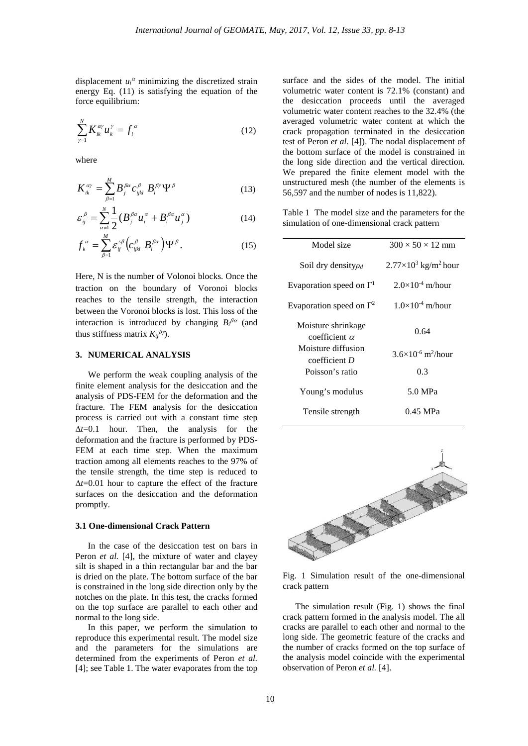displacement $u_i^{\alpha}$ minimizing the discretized strain energy Eq. (11) is satisfying the equation of the force equilibrium:

$$\sum_{\gamma=1}^{N} K_{ik}^{\alpha\gamma} u_k^{\gamma} = f_i^{\alpha} \tag{12}$$

where

$$K_{ik}^{\alpha\gamma} = \sum_{\beta=1}^{M} B_j^{\beta\alpha} c_{ijkl}^{\beta} B_l^{\beta\gamma} \Psi^{\beta} \tag{13}$$

$$\varepsilon_{ij}^{\beta} = \sum_{\alpha=1}^{N} \frac{1}{2} (B_j^{\beta\alpha} u_i^{\alpha} + B_i^{\beta\alpha} u_j^{\alpha}) \tag{14}$$

$$f_k^{\alpha} = \sum_{\beta=1}^{M} \varepsilon_{ij}^{s\beta} \left( c_{ijkl}^{\beta} B_l^{\beta\alpha} \right) \Psi^{\beta}. \tag{15}$$

Here, N is the number of Volonoi blocks. Once the traction on the boundary of Voronoi blocks reaches to the tensile strength, the interaction between the Voronoi blocks is lost. This loss of the interaction is introduced by changing $B_l^{\beta\alpha}$ (and thus stiffness matrix $K_{ij}^{\beta\gamma}$).

## 3. NUMERICAL ANALYSIS

We perform the weak coupling analysis of the finite element analysis for the desiccation and the analysis of PDS-FEM for the deformation and the fracture. The FEM analysis for the desiccation process is carried out with a constant time step $\Delta t$=0.1 hour. Then, the analysis for the deformation and the fracture is performed by PDS-FEM at each time step. When the maximum traction among all elements reaches to the 97% of the tensile strength, the time step is reduced to $\Delta t$=0.01 hour to capture the effect of the fracture surfaces on the desiccation and the deformation promptly.

### 3.1 One-dimensional Crack Pattern

In the case of the desiccation test on bars in Peron *et al.* [4], the mixture of water and clayey silt is shaped in a thin rectangular bar and the bar is dried on the plate. The bottom surface of the bar is constrained in the long side direction only by the notches on the plate. In this test, the cracks formed on the top surface are parallel to each other and normal to the long side.

In this paper, we perform the simulation to reproduce this experimental result. The model size and the parameters for the simulations are determined from the experiments of Peron *et al.* [4]; see Table 1. The water evaporates from the top surface and the sides of the model. The initial volumetric water content is 72.1% (constant) and the desiccation proceeds until the averaged volumetric water content reaches to the 32.4% (the averaged volumetric water content at which the crack propagation terminated in the desiccation test of Peron *et al.* [4]). The nodal displacement of the bottom surface of the model is constrained in the long side direction and the vertical direction. We prepared the finite element model with the unstructured mesh (the number of the elements is 56,597 and the number of nodes is 11,822).

Table 1 The model size and the parameters for the simulation of one-dimensional crack pattern

| | |
|---|---|
| Model size | 300 × 50 × 12 mm |
| Soil dry density $\rho_d$ | $2.77\times10^3$ kg/m$^2$ hour |
| Evaporation speed on $\Gamma^1$ | $2.0\times10^{-4}$ m/hour |
| Evaporation speed on $\Gamma^2$ | $1.0\times10^{-4}$ m/hour |
| Moisture shrinkage coefficient $\alpha$ | 0.64 |
| Moisture diffusion coefficient $D$ | $3.6\times10^{-6}$ m$^2$/hour |
| Poisson's ratio | 0.3 |
| Young's modulus | 5.0 MPa |
| Tensile strength | 0.45 MPa |

Fig. 1 Simulation result of the one-dimensional crack pattern

The simulation result (Fig. 1) shows the final crack pattern formed in the analysis model. The all cracks are parallel to each other and normal to the long side. The geometric feature of the cracks and the number of cracks formed on the top surface of the analysis model coincide with the experimental observation of Peron *et al.* [4].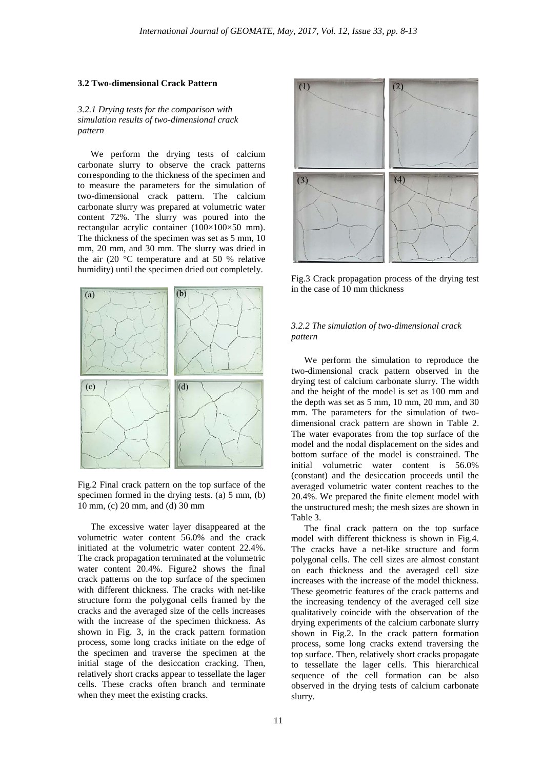### 3.2 Two-dimensional Crack Pattern

#### *3.2.1 Drying tests for the comparison with simulation results of two-dimensional crack pattern*

We perform the drying tests of calcium carbonate slurry to observe the crack patterns corresponding to the thickness of the specimen and to measure the parameters for the simulation of two-dimensional crack pattern. The calcium carbonate slurry was prepared at volumetric water content 72%. The slurry was poured into the rectangular acrylic container (100×100×50 mm). The thickness of the specimen was set as 5 mm, 10 mm, 20 mm, and 30 mm. The slurry was dried in the air (20 °C temperature and at 50 % relative humidity) until the specimen dried out completely.

Fig.2 Final crack pattern on the top surface of the specimen formed in the drying tests. (a) 5 mm, (b) 10 mm, (c) 20 mm, and (d) 30 mm

The excessive water layer disappeared at the volumetric water content 56.0% and the crack initiated at the volumetric water content 22.4%. The crack propagation terminated at the volumetric water content 20.4%. Figure2 shows the final crack patterns on the top surface of the specimen with different thickness. The cracks with net-like structure form the polygonal cells framed by the cracks and the averaged size of the cells increases with the increase of the specimen thickness. As shown in Fig. 3, in the crack pattern formation process, some long cracks initiate on the edge of the specimen and traverse the specimen at the initial stage of the desiccation cracking. Then, relatively short cracks appear to tessellate the lager cells. These cracks often branch and terminate when they meet the existing cracks.

Fig.3 Crack propagation process of the drying test in the case of 10 mm thickness

#### *3.2.2 The simulation of two-dimensional crack pattern*

We perform the simulation to reproduce the two-dimensional crack pattern observed in the drying test of calcium carbonate slurry. The width and the height of the model is set as 100 mm and the depth was set as 5 mm, 10 mm, 20 mm, and 30 mm. The parameters for the simulation of two-dimensional crack pattern are shown in Table 2. The water evaporates from the top surface of the model and the nodal displacement on the sides and bottom surface of the model is constrained. The initial volumetric water content is 56.0% (constant) and the desiccation proceeds until the averaged volumetric water content reaches to the 20.4%. We prepared the finite element model with the unstructured mesh; the mesh sizes are shown in Table 3.

The final crack pattern on the top surface model with different thickness is shown in Fig.4. The cracks have a net-like structure and form polygonal cells. The cell sizes are almost constant on each thickness and the averaged cell size increases with the increase of the model thickness. These geometric features of the crack patterns and the increasing tendency of the averaged cell size qualitatively coincide with the observation of the drying experiments of the calcium carbonate slurry shown in Fig.2. In the crack pattern formation process, some long cracks extend traversing the top surface. Then, relatively short cracks propagate to tessellate the lager cells. This hierarchical sequence of the cell formation can be also observed in the drying tests of calcium carbonate slurry.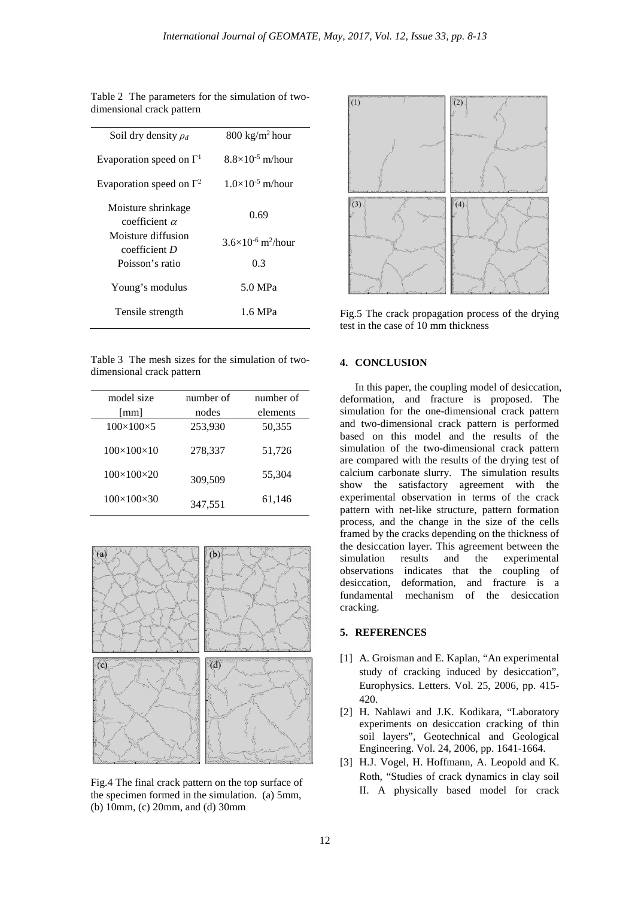Table 2 The parameters for the simulation of two-dimensional crack pattern

| | |
|---|---|
| Soil dry density $\rho_d$ | 800 kg/m$^2$ hour |
| Evaporation speed on $\Gamma^1$ | $8.8\times10^{-5}$ m/hour |
| Evaporation speed on $\Gamma^2$ | $1.0\times10^{-5}$ m/hour |
| Moisture shrinkage coefficient $\alpha$ | 0.69 |
| Moisture diffusion coefficient $D$ | $3.6\times10^{-6}$ m$^2$/hour |
| Poisson's ratio | 0.3 |
| Young's modulus | 5.0 MPa |
| Tensile strength | 1.6 MPa |

Table 3 The mesh sizes for the simulation of two-dimensional crack pattern

| model size [mm] | number of nodes | number of elements |
|---|---|---|
| 100×100×5 | 253,930 | 50,355 |
| 100×100×10 | 278,337 | 51,726 |
| 100×100×20 | 309,509 | 55,304 |
| 100×100×30 | 347,551 | 61,146 |

Fig.4 The final crack pattern on the top surface of the specimen formed in the simulation. (a) 5mm, (b) 10mm, (c) 20mm, and (d) 30mm

Fig.5 The crack propagation process of the drying test in the case of 10 mm thickness

## 4. CONCLUSION

In this paper, the coupling model of desiccation, deformation, and fracture is proposed. The simulation for the one-dimensional crack pattern and two-dimensional crack pattern is performed based on this model and the results of the simulation of the two-dimensional crack pattern are compared with the results of the drying test of calcium carbonate slurry. The simulation results show the satisfactory agreement with the experimental observation in terms of the crack pattern with net-like structure, pattern formation process, and the change in the size of the cells framed by the cracks depending on the thickness of the desiccation layer. This agreement between the simulation results and the experimental observations indicates that the coupling of desiccation, deformation, and fracture is a fundamental mechanism of the desiccation cracking.

## 5. REFERENCES

[1] A. Groisman and E. Kaplan, "An experimental study of cracking induced by desiccation", Europhysics. Letters. Vol. 25, 2006, pp. 415-420.

[2] H. Nahlawi and J.K. Kodikara, "Laboratory experiments on desiccation cracking of thin soil layers", Geotechnical and Geological Engineering. Vol. 24, 2006, pp. 1641-1664.

[3] H.J. Vogel, H. Hoffmann, A. Leopold and K. Roth, "Studies of crack dynamics in clay soil II. A physically based model for crack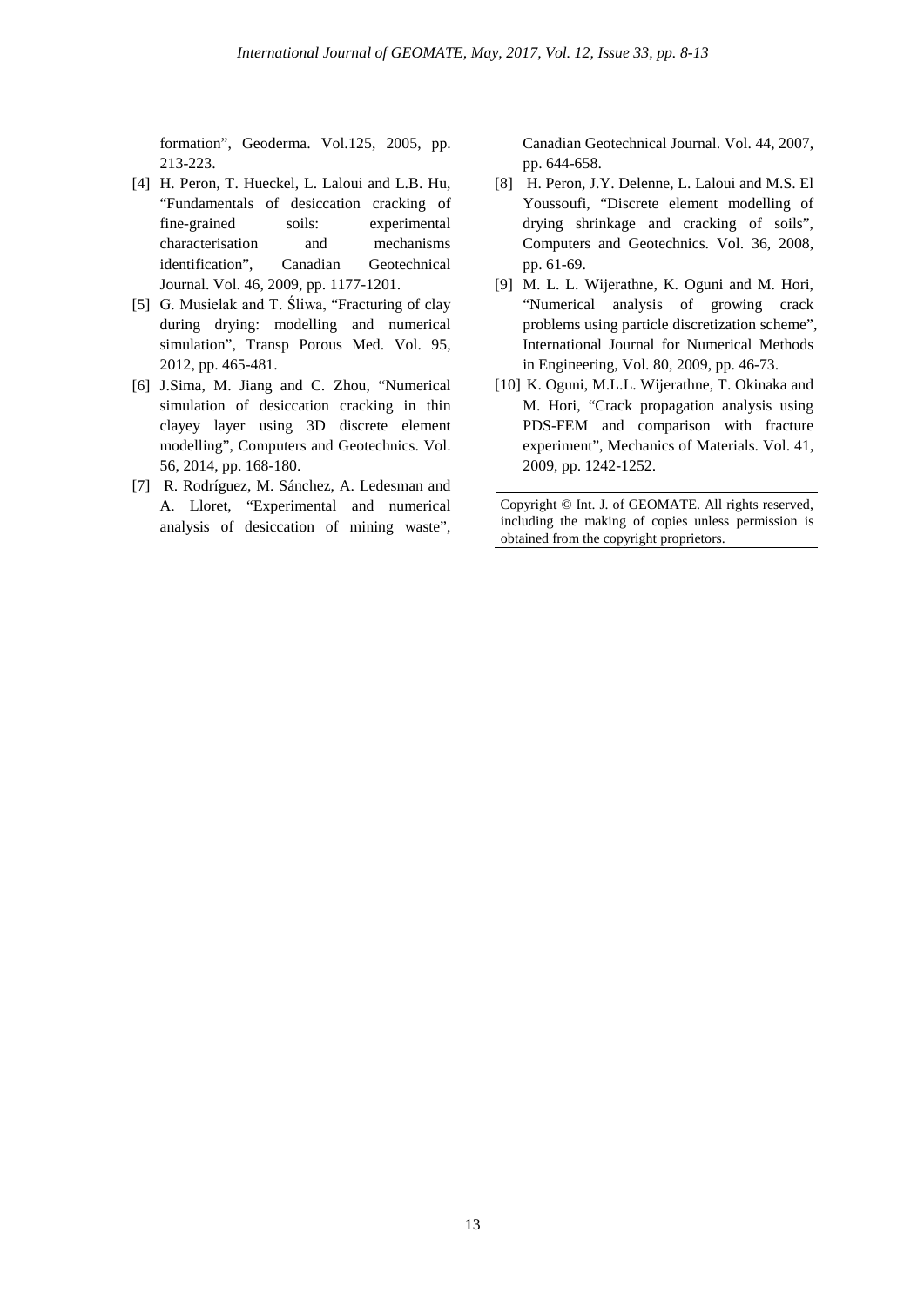formation", Geoderma. Vol.125, 2005, pp. 213-223.

[4] H. Peron, T. Hueckel, L. Laloui and L.B. Hu, "Fundamentals of desiccation cracking of fine-grained soils: experimental characterisation and mechanisms identification", Canadian Geotechnical Journal. Vol. 46, 2009, pp. 1177-1201.

[5] G. Musielak and T. Śliwa, "Fracturing of clay during drying: modelling and numerical simulation", Transp Porous Med. Vol. 95, 2012, pp. 465-481.

[6] J.Sima, M. Jiang and C. Zhou, "Numerical simulation of desiccation cracking in thin clayey layer using 3D discrete element modelling", Computers and Geotechnics. Vol. 56, 2014, pp. 168-180.

[7] R. Rodríguez, M. Sánchez, A. Ledesman and A. Lloret, "Experimental and numerical analysis of desiccation of mining waste", Canadian Geotechnical Journal. Vol. 44, 2007, pp. 644-658.

[8] H. Peron, J.Y. Delenne, L. Laloui and M.S. El Youssoufi, "Discrete element modelling of drying shrinkage and cracking of soils", Computers and Geotechnics. Vol. 36, 2008, pp. 61-69.

[9] M. L. L. Wijerathne, K. Oguni and M. Hori, "Numerical analysis of growing crack problems using particle discretization scheme", International Journal for Numerical Methods in Engineering, Vol. 80, 2009, pp. 46-73.

[10] K. Oguni, M.L.L. Wijerathne, T. Okinaka and M. Hori, "Crack propagation analysis using PDS-FEM and comparison with fracture experiment", Mechanics of Materials. Vol. 41, 2009, pp. 1242-1252.

---

Copyright © Int. J. of GEOMATE. All rights reserved, including the making of copies unless permission is obtained from the copyright proprietors.